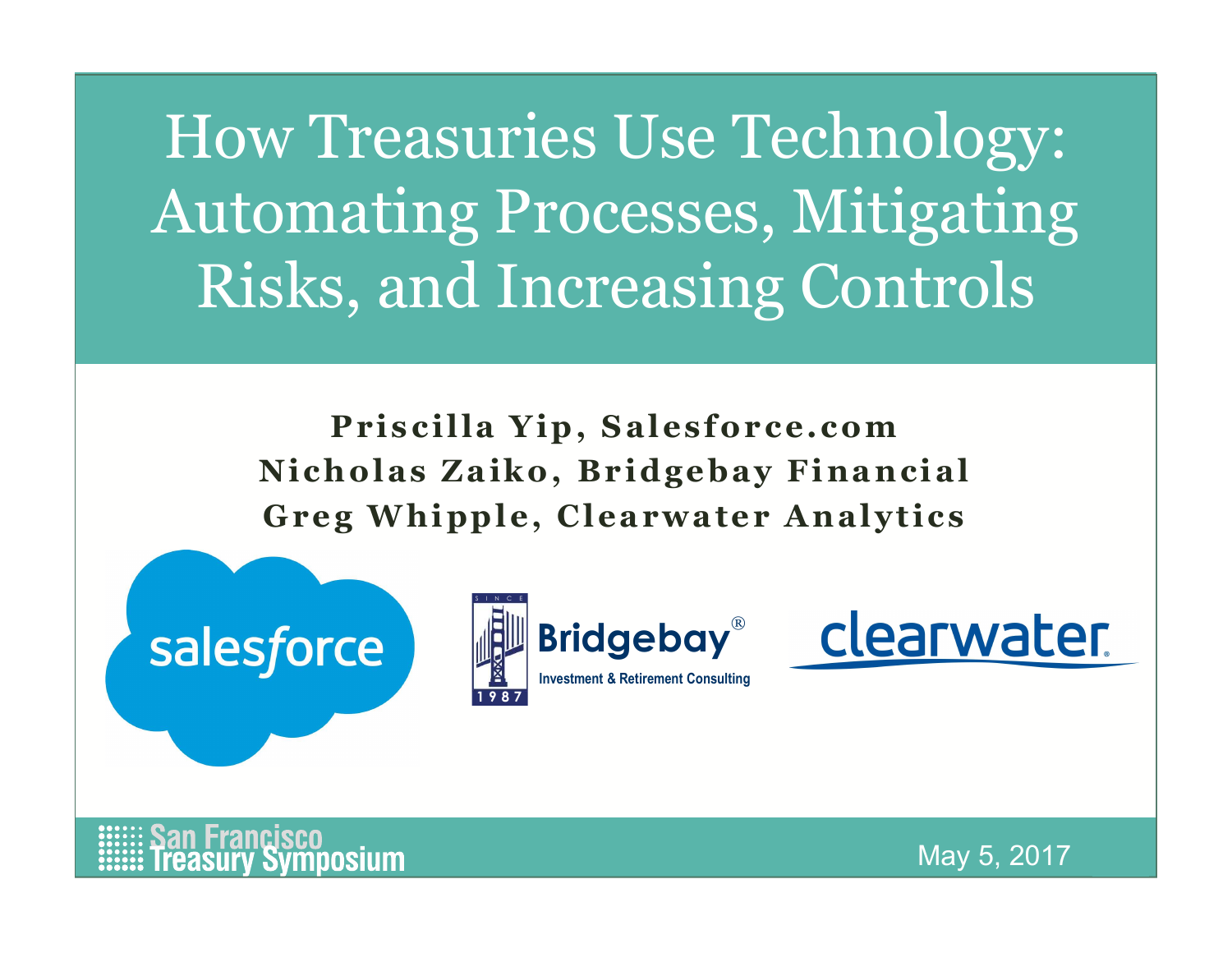# How Treasuries Use Technology: Automating Processes, Mitigating Risks, and Increasing Controls

**Priscilla Yip, Salesforce.com**
**Nicholas Zaiko, Bridgebay Financial**
**Greg Whipple, Clearwater Analytics**

salesforce

Bridgebay® Investment & Retirement Consulting

clearwater

San Francisco Treasury Symposium

May 5, 2017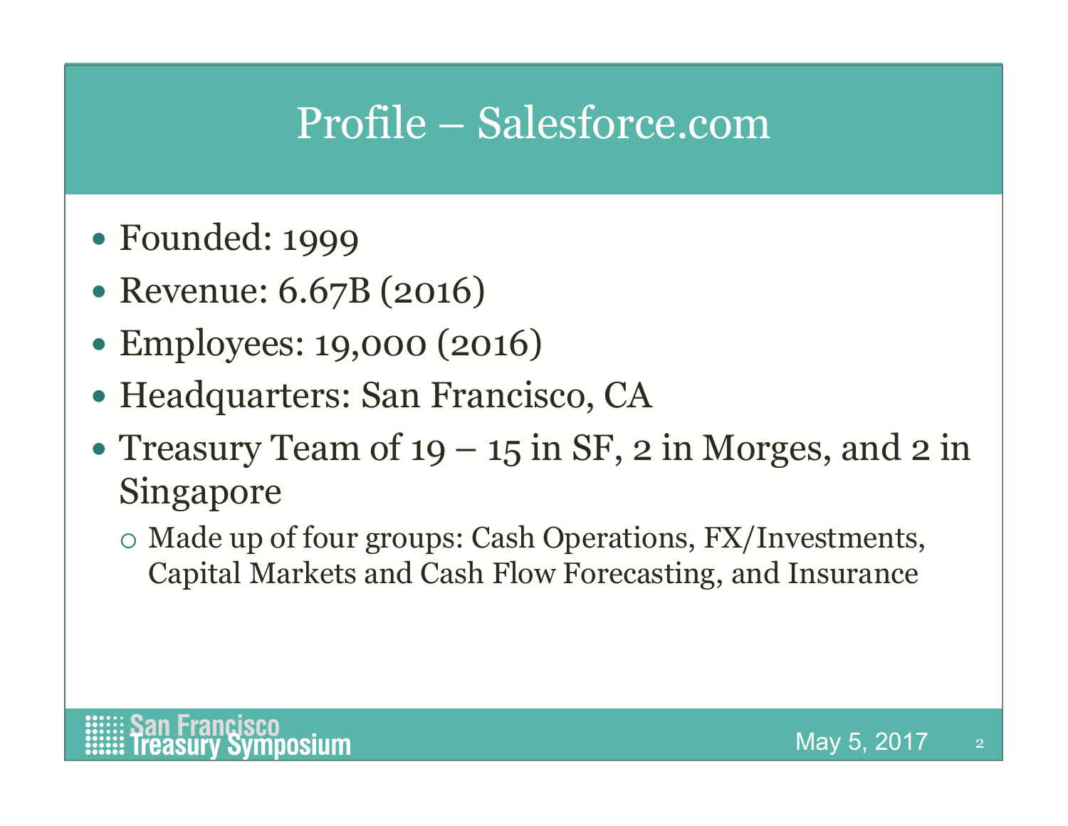# Profile – Salesforce.com

- Founded: 1999
- Revenue: 6.67B (2016)
- Employees: 19,000 (2016)
- Headquarters: San Francisco, CA
- Treasury Team of 19 – 15 in SF, 2 in Morges, and 2 in Singapore
  - Made up of four groups: Cash Operations, FX/Investments, Capital Markets and Cash Flow Forecasting, and Insurance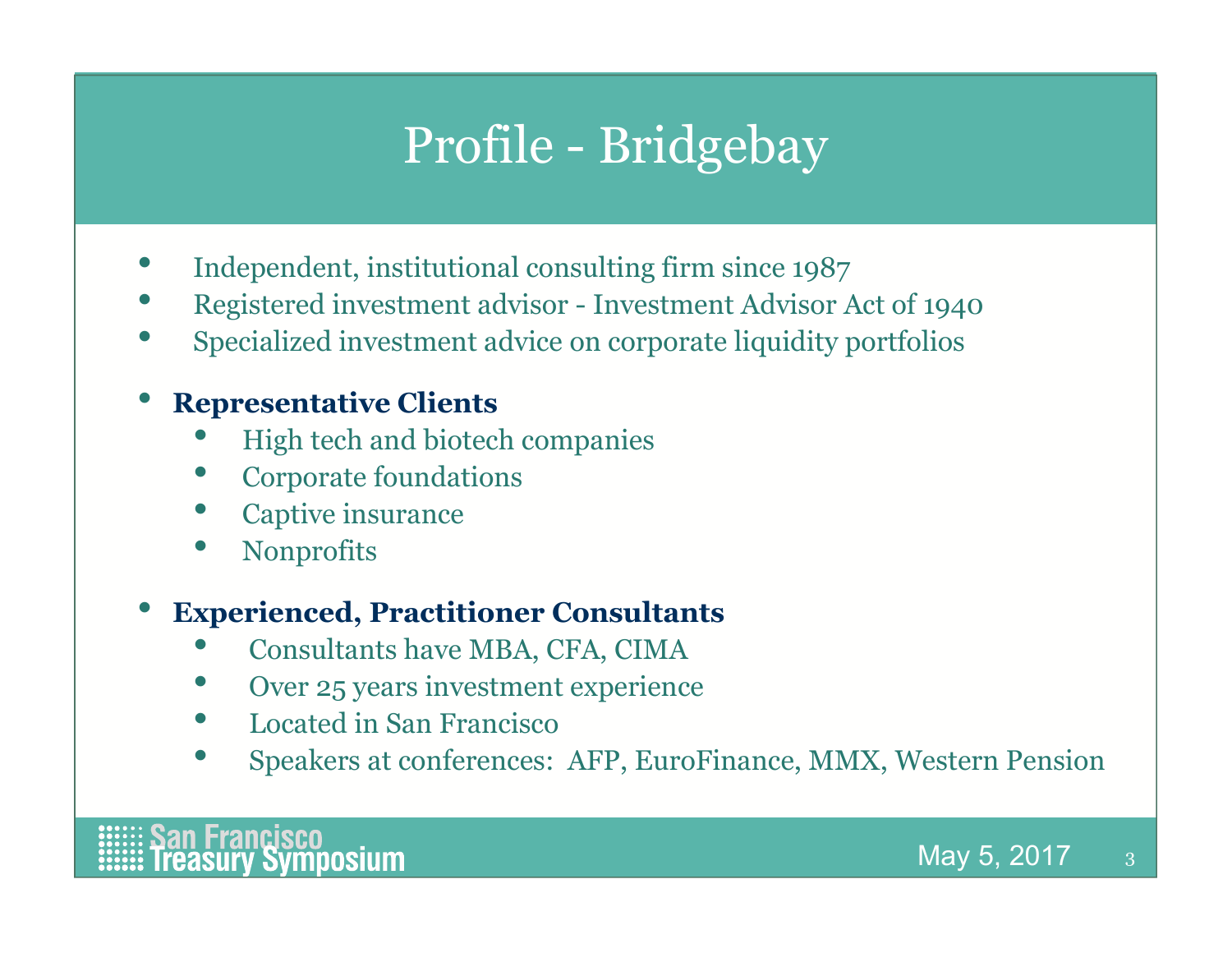# Profile - Bridgebay

- Independent, institutional consulting firm since 1987
- Registered investment advisor - Investment Advisor Act of 1940
- Specialized investment advice on corporate liquidity portfolios

- **Representative Clients**
  - High tech and biotech companies
  - Corporate foundations
  - Captive insurance
  - Nonprofits

- **Experienced, Practitioner Consultants**
  - Consultants have MBA, CFA, CIMA
  - Over 25 years investment experience
  - Located in San Francisco
  - Speakers at conferences: AFP, EuroFinance, MMX, Western Pension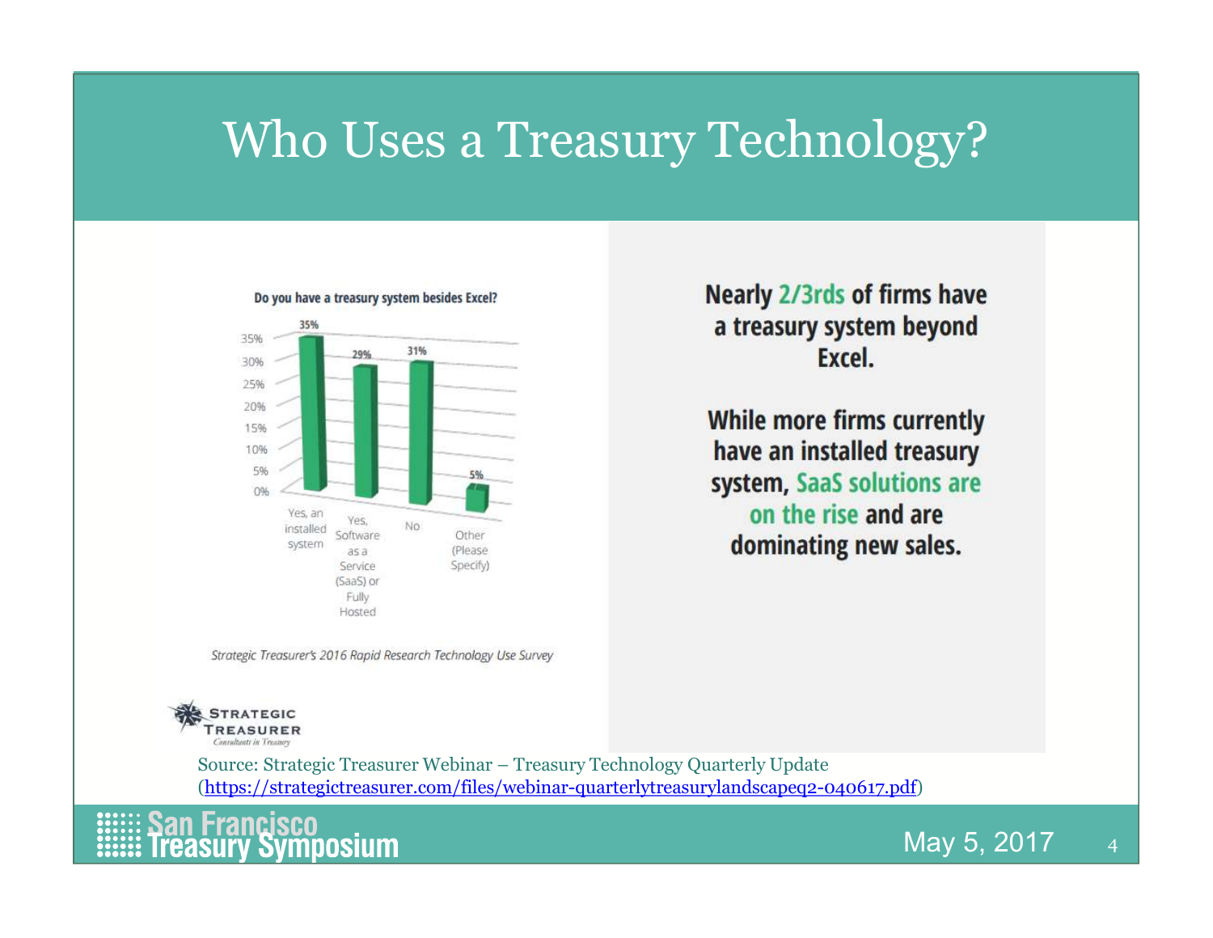# Who Uses a Treasury Technology?

**Do you have a treasury system besides Excel?**

| Response | Percentage |
|---|---|
| Yes, an installed system | 35% |
| Yes, Software as a Service (SaaS) or Fully Hosted | 29% |
| No | 31% |
| Other (Please Specify) | 5% |

*Strategic Treasurer's 2016 Rapid Research Technology Use Survey*

STRATEGIC TREASURER
*Consultants in Treasury*

**Nearly 2/3rds of firms have a treasury system beyond Excel.**

**While more firms currently have an installed treasury system, SaaS solutions are on the rise and are dominating new sales.**

Source: Strategic Treasurer Webinar – Treasury Technology Quarterly Update (https://strategictreasurer.com/files/webinar-quarterlytreasurylandscapeq2-040617.pdf)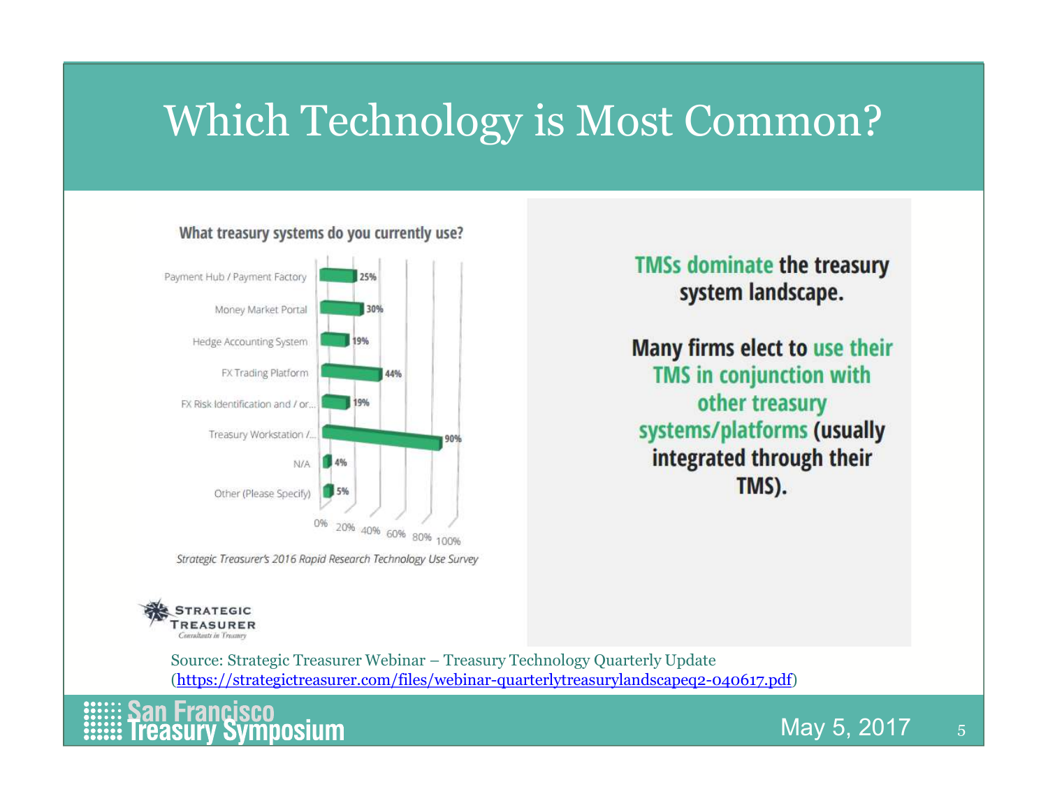# Which Technology is Most Common?

**What treasury systems do you currently use?**

| System | % |
|---|---|
| Payment Hub / Payment Factory | 25% |
| Money Market Portal | 30% |
| Hedge Accounting System | 19% |
| FX Trading Platform | 44% |
| FX Risk Identification and / or... | 19% |
| Treasury Workstation /... | 90% |
| N/A | 4% |
| Other (Please Specify) | 5% |

*Strategic Treasurer's 2016 Rapid Research Technology Use Survey*

STRATEGIC TREASURER
Consultants in Treasury

**TMSs dominate the treasury system landscape.**

**Many firms elect to use their TMS in conjunction with other treasury systems/platforms (usually integrated through their TMS).**

Source: Strategic Treasurer Webinar – Treasury Technology Quarterly Update (https://strategictreasurer.com/files/webinar-quarterlytreasurylandscapeq2-040617.pdf)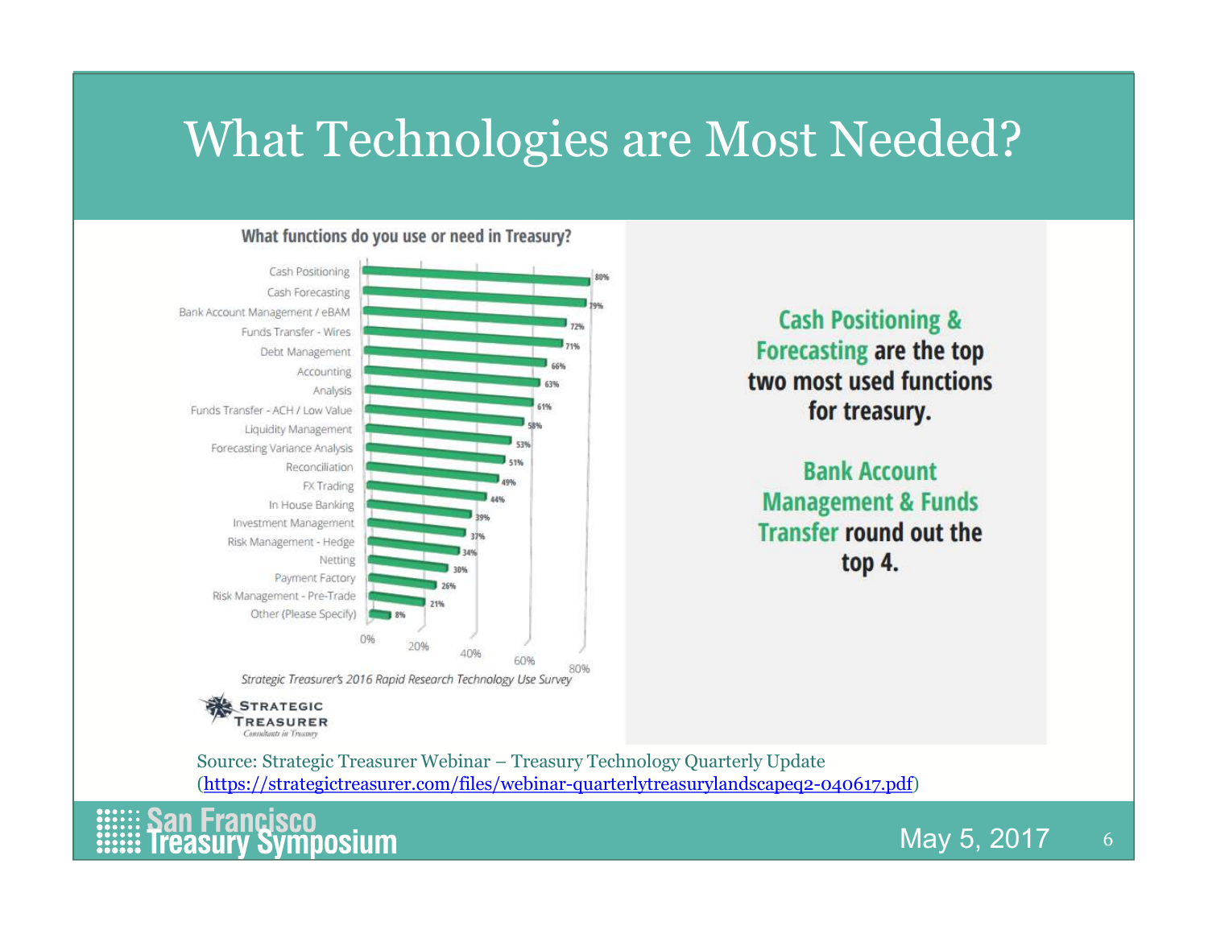# What Technologies are Most Needed?

**What functions do you use or need in Treasury?**

| Function | % |
|---|---|
| Cash Positioning | 80% |
| Cash Forecasting | 79% |
| Bank Account Management / eBAM | 72% |
| Funds Transfer - Wires | 71% |
| Debt Management | 66% |
| Accounting | 63% |
| Analysis | 61% |
| Funds Transfer - ACH / Low Value | 58% |
| Liquidity Management | 53% |
| Forecasting Variance Analysis | 51% |
| Reconciliation | 49% |
| FX Trading | 44% |
| In House Banking | 39% |
| Investment Management | 37% |
| Risk Management - Hedge | 34% |
| Netting | 30% |
| Payment Factory | 26% |
| Risk Management - Pre-Trade | 21% |
| Other (Please Specify) | 8% |

*Strategic Treasurer's 2016 Rapid Research Technology Use Survey*

STRATEGIC TREASURER
Consultants in Treasury

**Cash Positioning & Forecasting are the top two most used functions for treasury.**

**Bank Account Management & Funds Transfer round out the top 4.**

Source: Strategic Treasurer Webinar – Treasury Technology Quarterly Update (https://strategictreasurer.com/files/webinar-quarterlytreasurylandscapeq2-040617.pdf)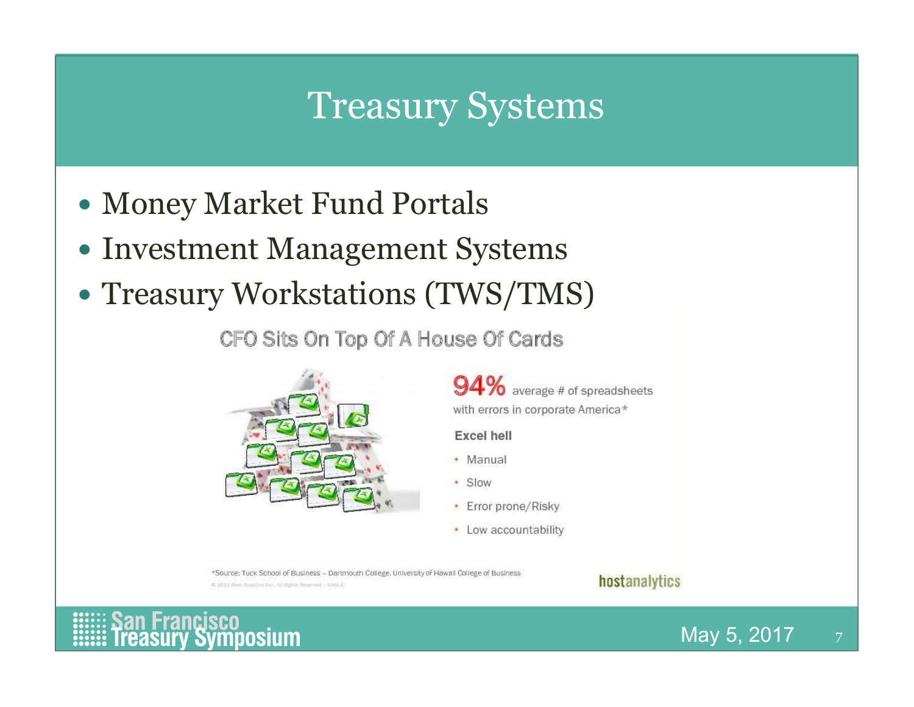# Treasury Systems

- Money Market Fund Portals
- Investment Management Systems
- Treasury Workstations (TWS/TMS)

CFO Sits On Top Of A House Of Cards

**94%** average # of spreadsheets with errors in corporate America*

**Excel hell**

- Manual
- Slow
- Error prone/Risky
- Low accountability

*Source: Tuck School of Business – Dartmouth College, University of Hawaii College of Business

hostanalytics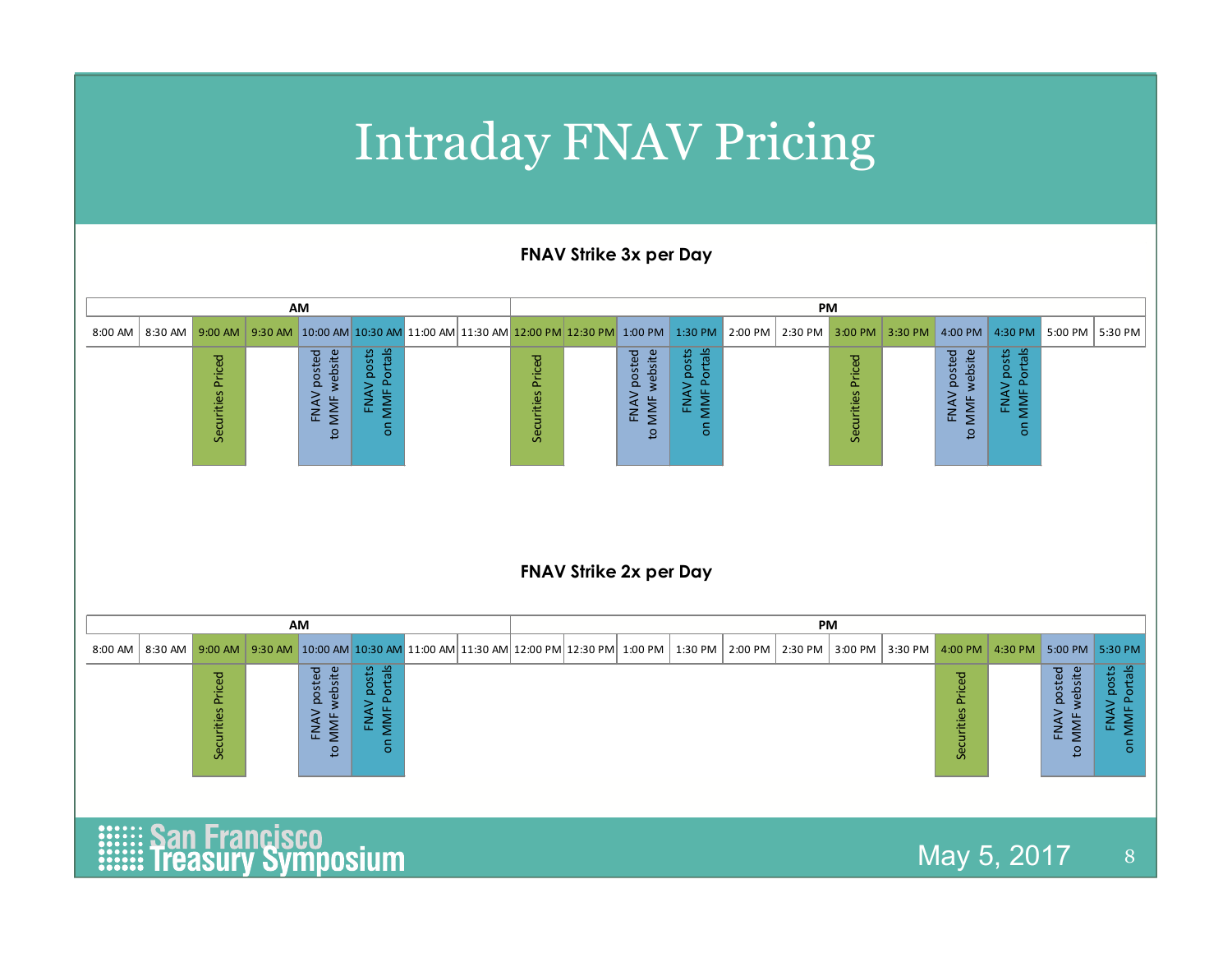# Intraday FNAV Pricing

**FNAV Strike 3x per Day**

| AM | | | | | | | | PM | | | | | | | | | | | |
|---|---|---|---|---|---|---|---|---|---|---|---|---|---|---|---|---|---|---|---|
| 8:00 AM | 8:30 AM | 9:00 AM | 9:30 AM | 10:00 AM | 10:30 AM | 11:00 AM | 11:30 AM | 12:00 PM | 12:30 PM | 1:00 PM | 1:30 PM | 2:00 PM | 2:30 PM | 3:00 PM | 3:30 PM | 4:00 PM | 4:30 PM | 5:00 PM | 5:30 PM |
| | | Securities Priced | | FNAV posted to MMF website | FNAV posts on MMF Portals | | | Securities Priced | | FNAV posted to MMF website | FNAV posts on MMF Portals | | | Securities Priced | | FNAV posted to MMF website | FNAV posts on MMF Portals | | |

**FNAV Strike 2x per Day**

| AM | | | | | | | | PM | | | | | | | | | | | |
|---|---|---|---|---|---|---|---|---|---|---|---|---|---|---|---|---|---|---|---|
| 8:00 AM | 8:30 AM | 9:00 AM | 9:30 AM | 10:00 AM | 10:30 AM | 11:00 AM | 11:30 AM | 12:00 PM | 12:30 PM | 1:00 PM | 1:30 PM | 2:00 PM | 2:30 PM | 3:00 PM | 3:30 PM | 4:00 PM | 4:30 PM | 5:00 PM | 5:30 PM |
| | | Securities Priced | | FNAV posted to MMF website | FNAV posts on MMF Portals | | | | | | | | | | | Securities Priced | | FNAV posted to MMF website | FNAV posts on MMF Portals |

San Francisco Treasury Symposium

May 5, 2017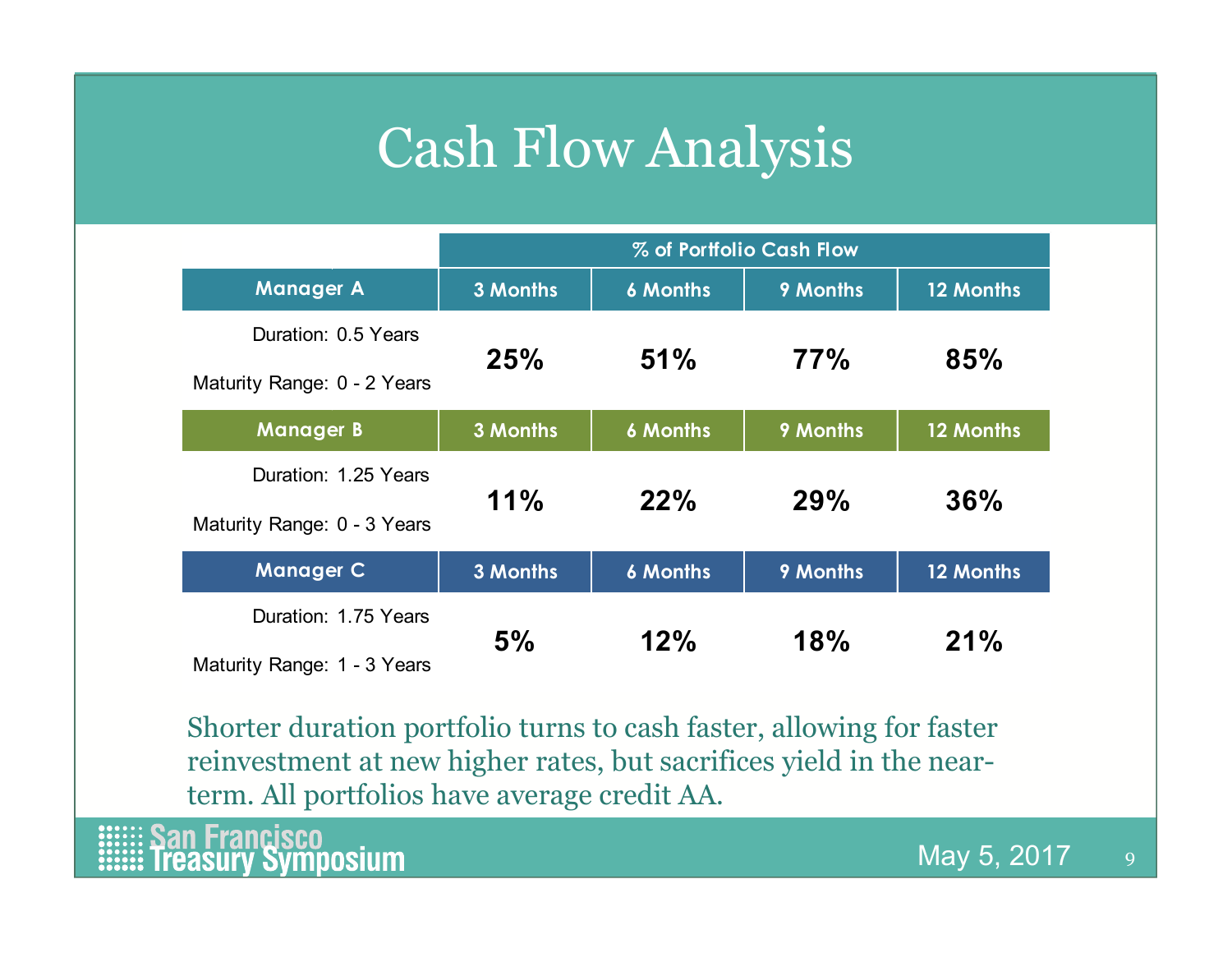# Cash Flow Analysis

| | % of Portfolio Cash Flow | | | |
|---|---|---|---|---|
| **Manager A** | **3 Months** | **6 Months** | **9 Months** | **12 Months** |
| Duration: 0.5 Years<br>Maturity Range: 0 - 2 Years | **25%** | **51%** | **77%** | **85%** |
| **Manager B** | **3 Months** | **6 Months** | **9 Months** | **12 Months** |
| Duration: 1.25 Years<br>Maturity Range: 0 - 3 Years | **11%** | **22%** | **29%** | **36%** |
| **Manager C** | **3 Months** | **6 Months** | **9 Months** | **12 Months** |
| Duration: 1.75 Years<br>Maturity Range: 1 - 3 Years | **5%** | **12%** | **18%** | **21%** |

Shorter duration portfolio turns to cash faster, allowing for faster reinvestment at new higher rates, but sacrifices yield in the near-term. All portfolios have average credit AA.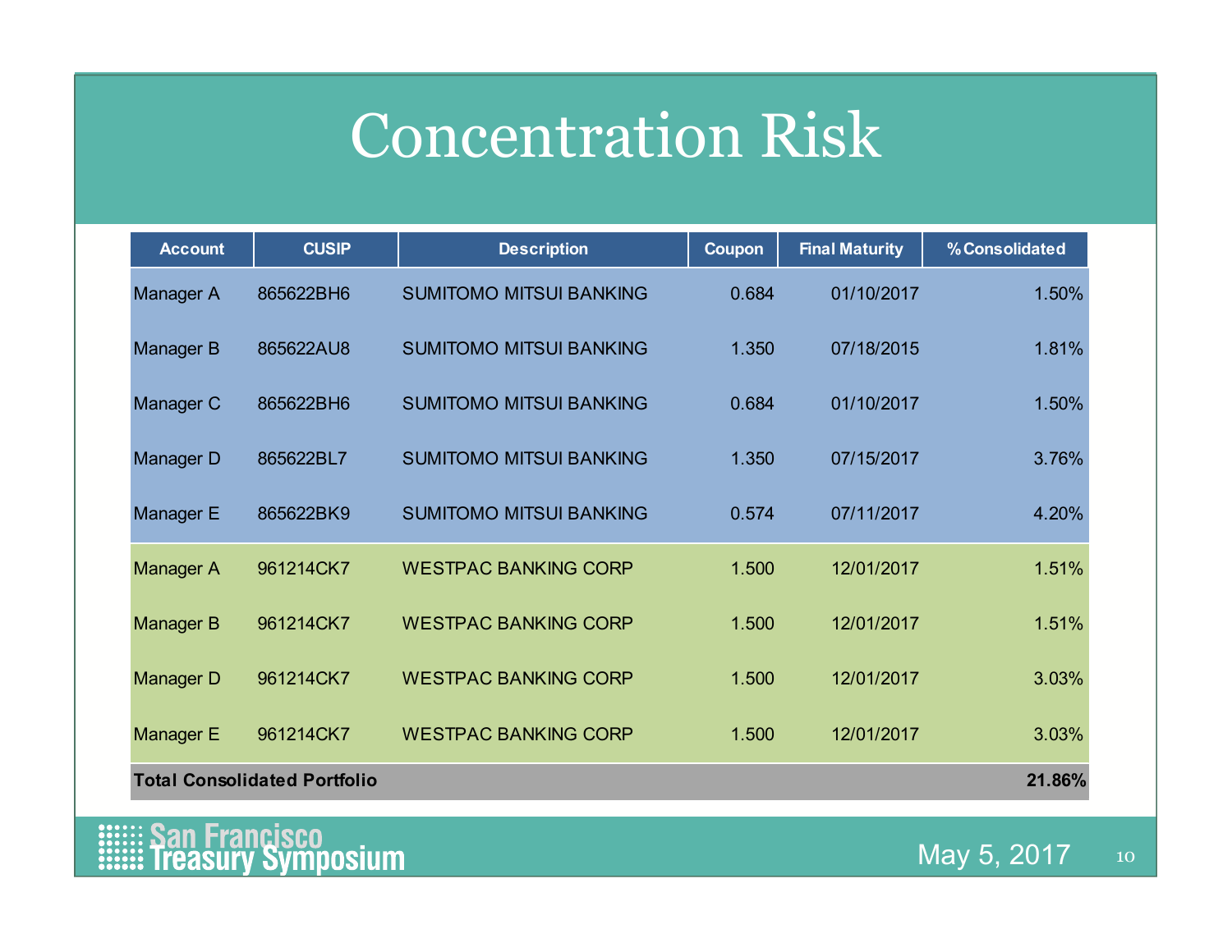# Concentration Risk

| Account | CUSIP | Description | Coupon | Final Maturity | % Consolidated |
|---|---|---|---|---|---|
| Manager A | 865622BH6 | SUMITOMO MITSUI BANKING | 0.684 | 01/10/2017 | 1.50% |
| Manager B | 865622AU8 | SUMITOMO MITSUI BANKING | 1.350 | 07/18/2015 | 1.81% |
| Manager C | 865622BH6 | SUMITOMO MITSUI BANKING | 0.684 | 01/10/2017 | 1.50% |
| Manager D | 865622BL7 | SUMITOMO MITSUI BANKING | 1.350 | 07/15/2017 | 3.76% |
| Manager E | 865622BK9 | SUMITOMO MITSUI BANKING | 0.574 | 07/11/2017 | 4.20% |
| Manager A | 961214CK7 | WESTPAC BANKING CORP | 1.500 | 12/01/2017 | 1.51% |
| Manager B | 961214CK7 | WESTPAC BANKING CORP | 1.500 | 12/01/2017 | 1.51% |
| Manager D | 961214CK7 | WESTPAC BANKING CORP | 1.500 | 12/01/2017 | 3.03% |
| Manager E | 961214CK7 | WESTPAC BANKING CORP | 1.500 | 12/01/2017 | 3.03% |
| **Total Consolidated Portfolio** | | | | | **21.86%** |

San Francisco Treasury Symposium

May 5, 2017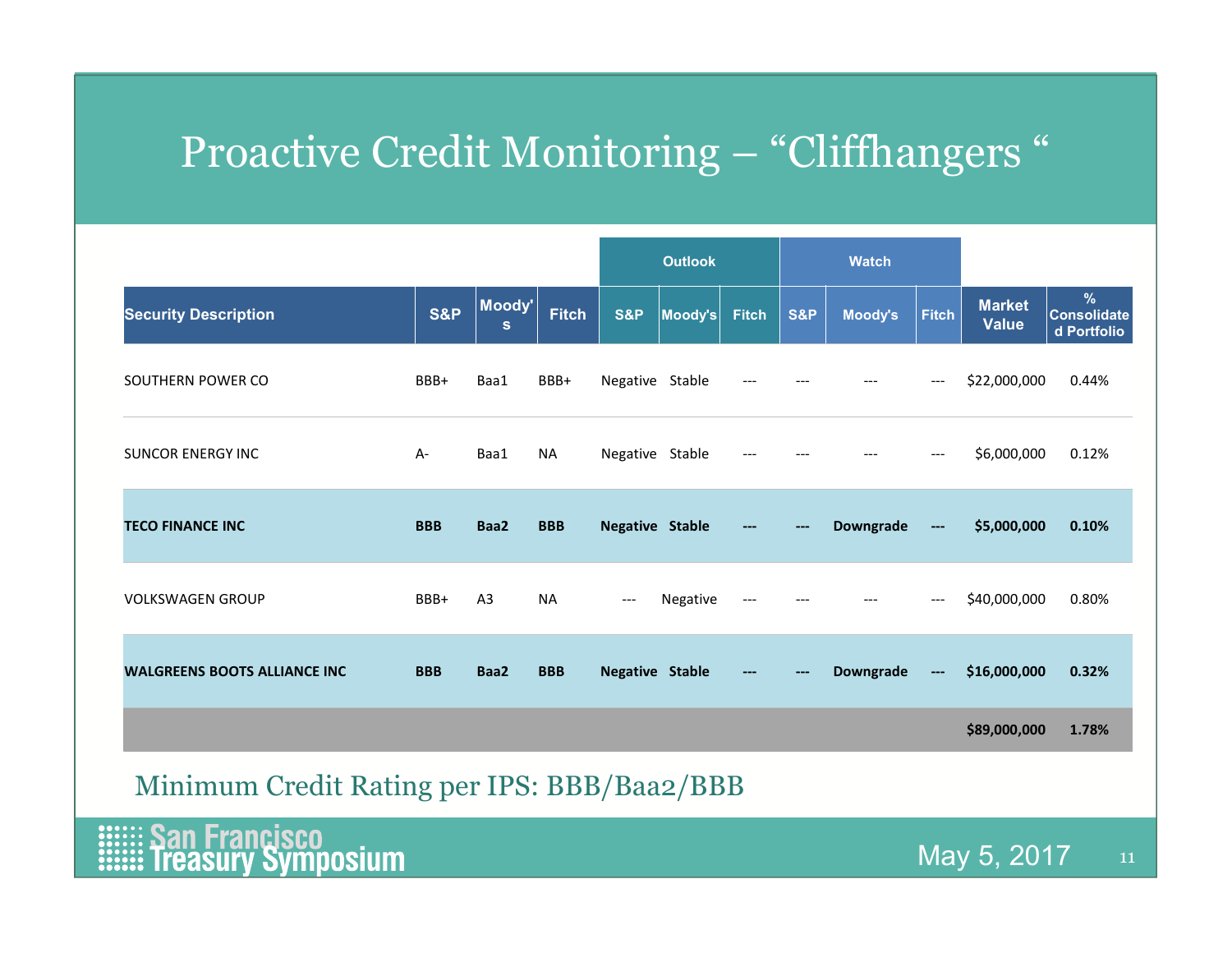# Proactive Credit Monitoring – "Cliffhangers "

| | | | | Outlook | | | Watch | | | | |
|---|---|---|---|---|---|---|---|---|---|---|---|
| **Security Description** | **S&P** | **Moody's** | **Fitch** | **S&P** | **Moody's** | **Fitch** | **S&P** | **Moody's** | **Fitch** | **Market Value** | **% Consolidated Portfolio** |
| SOUTHERN POWER CO | BBB+ | Baa1 | BBB+ | Negative | Stable | --- | --- | --- | --- | $22,000,000 | 0.44% |
| SUNCOR ENERGY INC | A- | Baa1 | NA | Negative | Stable | --- | --- | --- | --- | $6,000,000 | 0.12% |
| **TECO FINANCE INC** | **BBB** | **Baa2** | **BBB** | **Negative** | **Stable** | **---** | **---** | **Downgrade** | **---** | **$5,000,000** | **0.10%** |
| VOLKSWAGEN GROUP | BBB+ | A3 | NA | --- | Negative | --- | --- | --- | --- | $40,000,000 | 0.80% |
| **WALGREENS BOOTS ALLIANCE INC** | **BBB** | **Baa2** | **BBB** | **Negative** | **Stable** | **---** | **---** | **Downgrade** | **---** | **$16,000,000** | **0.32%** |
| | | | | | | | | | | **$89,000,000** | **1.78%** |

Minimum Credit Rating per IPS: BBB/Baa2/BBB

San Francisco Treasury Symposium

May 5, 2017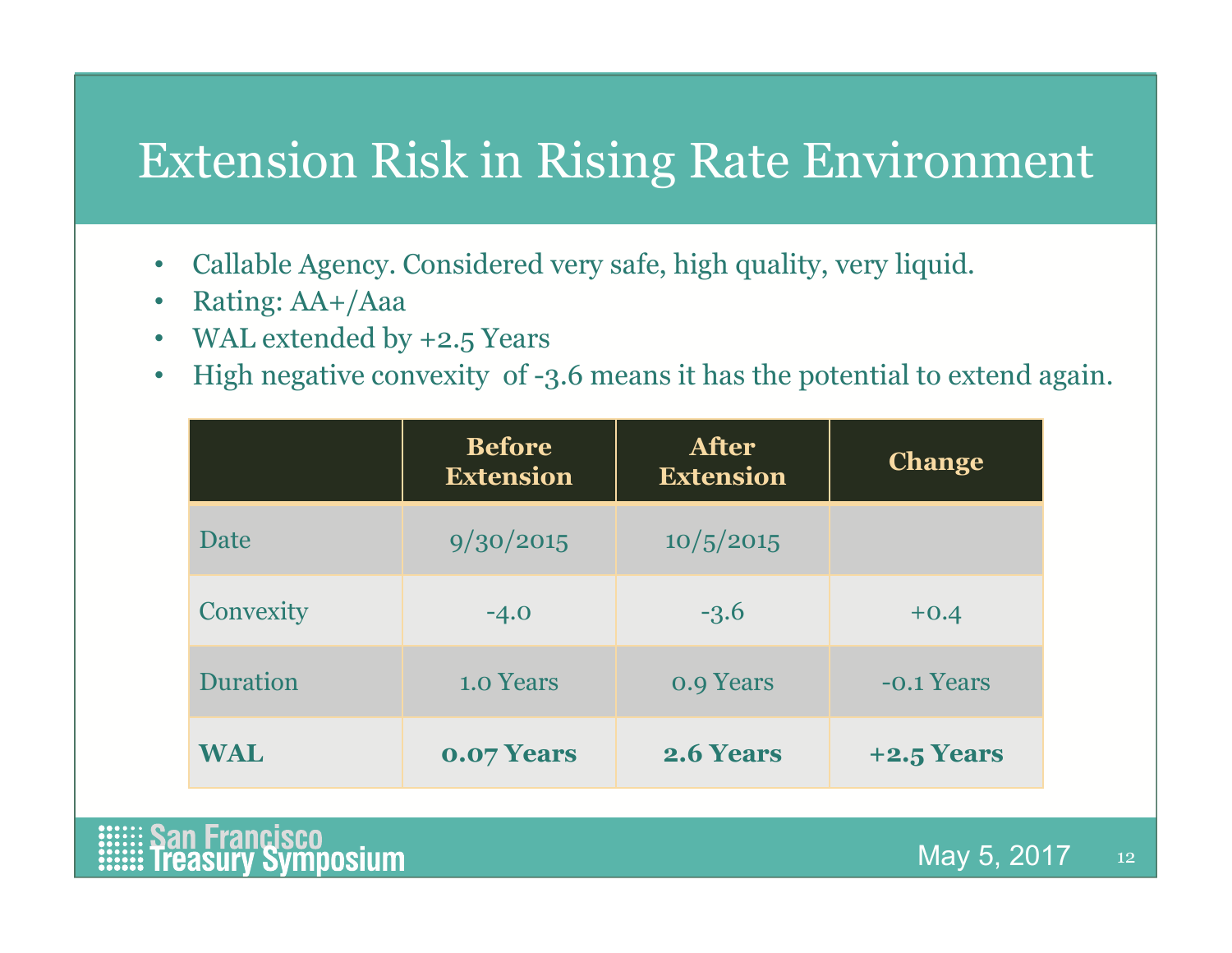# Extension Risk in Rising Rate Environment

- Callable Agency. Considered very safe, high quality, very liquid.
- Rating: AA+/Aaa
- WAL extended by +2.5 Years
- High negative convexity of -3.6 means it has the potential to extend again.

| | Before Extension | After Extension | Change |
|---|---|---|---|
| Date | 9/30/2015 | 10/5/2015 | |
| Convexity | -4.0 | -3.6 | +0.4 |
| Duration | 1.0 Years | 0.9 Years | -0.1 Years |
| **WAL** | **0.07 Years** | **2.6 Years** | **+2.5 Years** |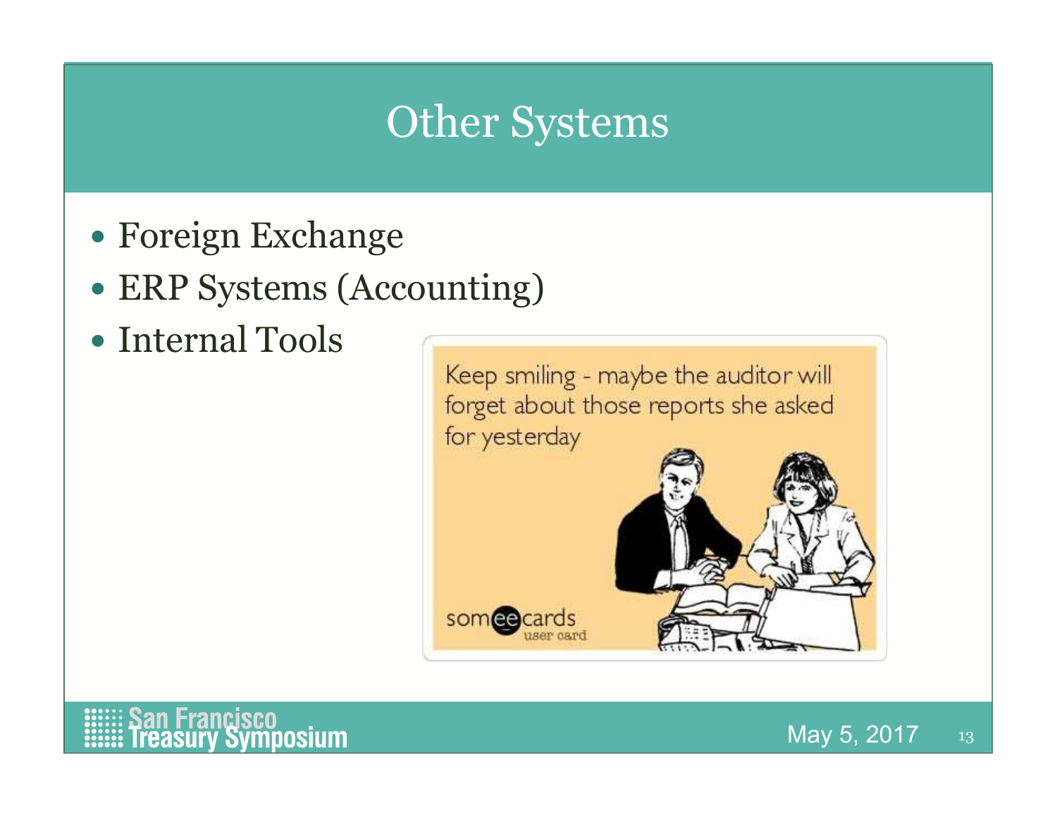# Other Systems

- Foreign Exchange
- ERP Systems (Accounting)
- Internal Tools

Keep smiling - maybe the auditor will forget about those reports she asked for yesterday

someecards user card